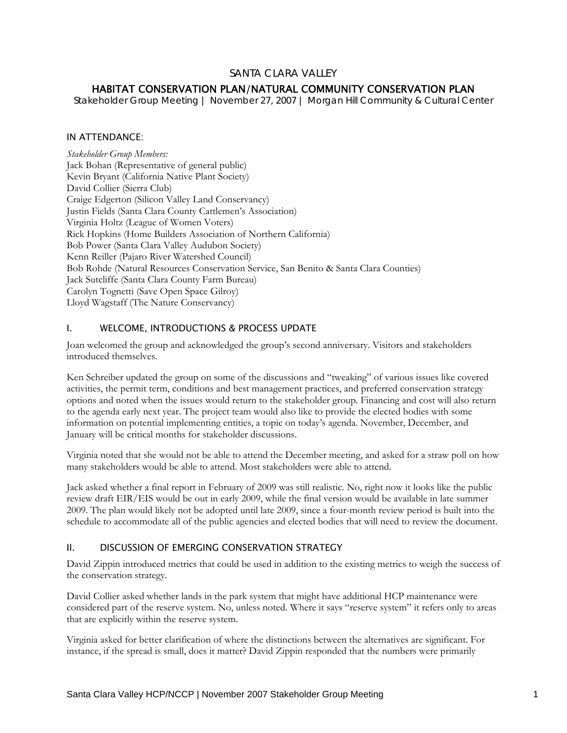# SANTA CLARA VALLEY

## HABITAT CONSERVATION PLAN/NATURAL COMMUNITY CONSERVATION PLAN

Stakeholder Group Meeting | November 27, 2007 | Morgan Hill Community & Cultural Center

### IN ATTENDANCE:

*Stakeholder Group Members:*
Jack Bohan (Representative of general public)
Kevin Bryant (California Native Plant Society)
David Collier (Sierra Club)
Craige Edgerton (Silicon Valley Land Conservancy)
Justin Fields (Santa Clara County Cattlemen's Association)
Virginia Holtz (League of Women Voters)
Rick Hopkins (Home Builders Association of Northern California)
Bob Power (Santa Clara Valley Audubon Society)
Kenn Reiller (Pajaro River Watershed Council)
Bob Rohde (Natural Resources Conservation Service, San Benito & Santa Clara Counties)
Jack Sutcliffe (Santa Clara County Farm Bureau)
Carolyn Tognetti (Save Open Space Gilroy)
Lloyd Wagstaff (The Nature Conservancy)

### I. WELCOME, INTRODUCTIONS & PROCESS UPDATE

Joan welcomed the group and acknowledged the group's second anniversary. Visitors and stakeholders introduced themselves.

Ken Schreiber updated the group on some of the discussions and "tweaking" of various issues like covered activities, the permit term, conditions and best management practices, and preferred conservation strategy options and noted when the issues would return to the stakeholder group. Financing and cost will also return to the agenda early next year. The project team would also like to provide the elected bodies with some information on potential implementing entities, a topic on today's agenda. November, December, and January will be critical months for stakeholder discussions.

Virginia noted that she would not be able to attend the December meeting, and asked for a straw poll on how many stakeholders would be able to attend. Most stakeholders were able to attend.

Jack asked whether a final report in February of 2009 was still realistic. No, right now it looks like the public review draft EIR/EIS would be out in early 2009, while the final version would be available in late summer 2009. The plan would likely not be adopted until late 2009, since a four-month review period is built into the schedule to accommodate all of the public agencies and elected bodies that will need to review the document.

### II. DISCUSSION OF EMERGING CONSERVATION STRATEGY

David Zippin introduced metrics that could be used in addition to the existing metrics to weigh the success of the conservation strategy.

David Collier asked whether lands in the park system that might have additional HCP maintenance were considered part of the reserve system. No, unless noted. Where it says "reserve system" it refers only to areas that are explicitly within the reserve system.

Virginia asked for better clarification of where the distinctions between the alternatives are significant. For instance, if the spread is small, does it matter? David Zippin responded that the numbers were primarily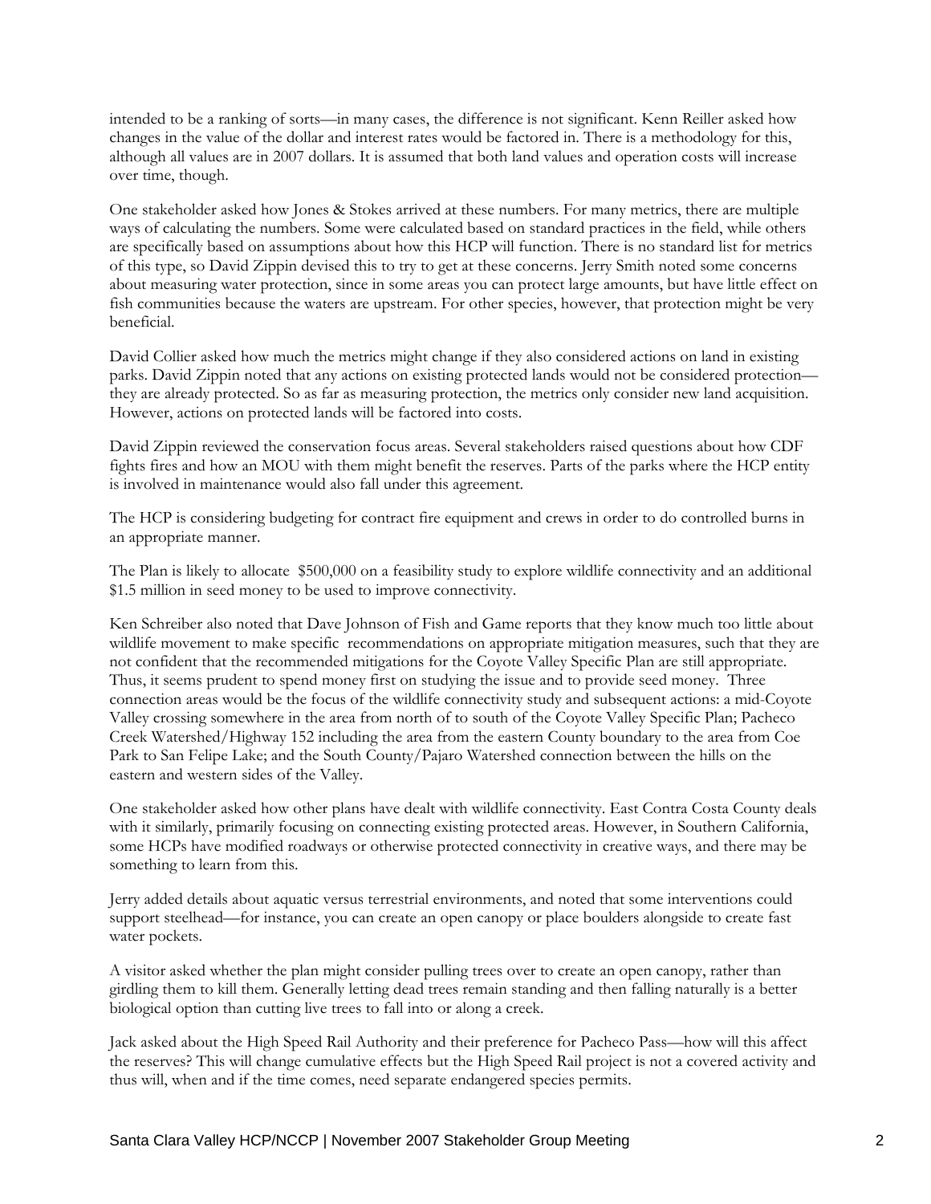intended to be a ranking of sorts—in many cases, the difference is not significant. Kenn Reiller asked how changes in the value of the dollar and interest rates would be factored in. There is a methodology for this, although all values are in 2007 dollars. It is assumed that both land values and operation costs will increase over time, though.

One stakeholder asked how Jones & Stokes arrived at these numbers. For many metrics, there are multiple ways of calculating the numbers. Some were calculated based on standard practices in the field, while others are specifically based on assumptions about how this HCP will function. There is no standard list for metrics of this type, so David Zippin devised this to try to get at these concerns. Jerry Smith noted some concerns about measuring water protection, since in some areas you can protect large amounts, but have little effect on fish communities because the waters are upstream. For other species, however, that protection might be very beneficial.

David Collier asked how much the metrics might change if they also considered actions on land in existing parks. David Zippin noted that any actions on existing protected lands would not be considered protection—they are already protected. So as far as measuring protection, the metrics only consider new land acquisition. However, actions on protected lands will be factored into costs.

David Zippin reviewed the conservation focus areas. Several stakeholders raised questions about how CDF fights fires and how an MOU with them might benefit the reserves. Parts of the parks where the HCP entity is involved in maintenance would also fall under this agreement.

The HCP is considering budgeting for contract fire equipment and crews in order to do controlled burns in an appropriate manner.

The Plan is likely to allocate $500,000 on a feasibility study to explore wildlife connectivity and an additional $1.5 million in seed money to be used to improve connectivity.

Ken Schreiber also noted that Dave Johnson of Fish and Game reports that they know much too little about wildlife movement to make specific recommendations on appropriate mitigation measures, such that they are not confident that the recommended mitigations for the Coyote Valley Specific Plan are still appropriate. Thus, it seems prudent to spend money first on studying the issue and to provide seed money. Three connection areas would be the focus of the wildlife connectivity study and subsequent actions: a mid-Coyote Valley crossing somewhere in the area from north of to south of the Coyote Valley Specific Plan; Pacheco Creek Watershed/Highway 152 including the area from the eastern County boundary to the area from Coe Park to San Felipe Lake; and the South County/Pajaro Watershed connection between the hills on the eastern and western sides of the Valley.

One stakeholder asked how other plans have dealt with wildlife connectivity. East Contra Costa County deals with it similarly, primarily focusing on connecting existing protected areas. However, in Southern California, some HCPs have modified roadways or otherwise protected connectivity in creative ways, and there may be something to learn from this.

Jerry added details about aquatic versus terrestrial environments, and noted that some interventions could support steelhead—for instance, you can create an open canopy or place boulders alongside to create fast water pockets.

A visitor asked whether the plan might consider pulling trees over to create an open canopy, rather than girdling them to kill them. Generally letting dead trees remain standing and then falling naturally is a better biological option than cutting live trees to fall into or along a creek.

Jack asked about the High Speed Rail Authority and their preference for Pacheco Pass—how will this affect the reserves? This will change cumulative effects but the High Speed Rail project is not a covered activity and thus will, when and if the time comes, need separate endangered species permits.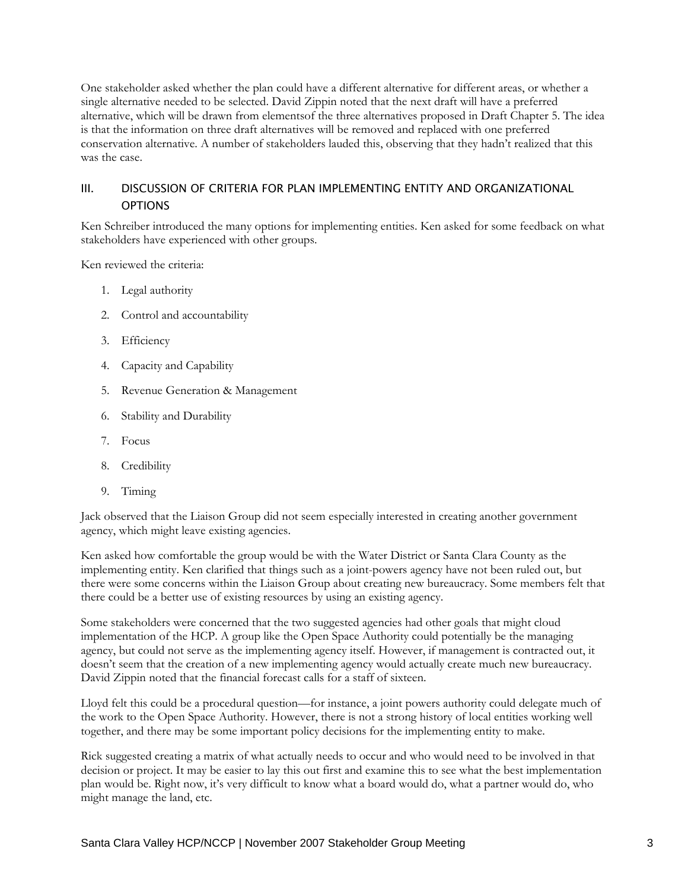One stakeholder asked whether the plan could have a different alternative for different areas, or whether a single alternative needed to be selected. David Zippin noted that the next draft will have a preferred alternative, which will be drawn from elementsof the three alternatives proposed in Draft Chapter 5. The idea is that the information on three draft alternatives will be removed and replaced with one preferred conservation alternative. A number of stakeholders lauded this, observing that they hadn't realized that this was the case.

## III. DISCUSSION OF CRITERIA FOR PLAN IMPLEMENTING ENTITY AND ORGANIZATIONAL OPTIONS

Ken Schreiber introduced the many options for implementing entities. Ken asked for some feedback on what stakeholders have experienced with other groups.

Ken reviewed the criteria:

1. Legal authority
2. Control and accountability
3. Efficiency
4. Capacity and Capability
5. Revenue Generation & Management
6. Stability and Durability
7. Focus
8. Credibility
9. Timing

Jack observed that the Liaison Group did not seem especially interested in creating another government agency, which might leave existing agencies.

Ken asked how comfortable the group would be with the Water District or Santa Clara County as the implementing entity. Ken clarified that things such as a joint-powers agency have not been ruled out, but there were some concerns within the Liaison Group about creating new bureaucracy. Some members felt that there could be a better use of existing resources by using an existing agency.

Some stakeholders were concerned that the two suggested agencies had other goals that might cloud implementation of the HCP. A group like the Open Space Authority could potentially be the managing agency, but could not serve as the implementing agency itself. However, if management is contracted out, it doesn't seem that the creation of a new implementing agency would actually create much new bureaucracy. David Zippin noted that the financial forecast calls for a staff of sixteen.

Lloyd felt this could be a procedural question—for instance, a joint powers authority could delegate much of the work to the Open Space Authority. However, there is not a strong history of local entities working well together, and there may be some important policy decisions for the implementing entity to make.

Rick suggested creating a matrix of what actually needs to occur and who would need to be involved in that decision or project. It may be easier to lay this out first and examine this to see what the best implementation plan would be. Right now, it's very difficult to know what a board would do, what a partner would do, who might manage the land, etc.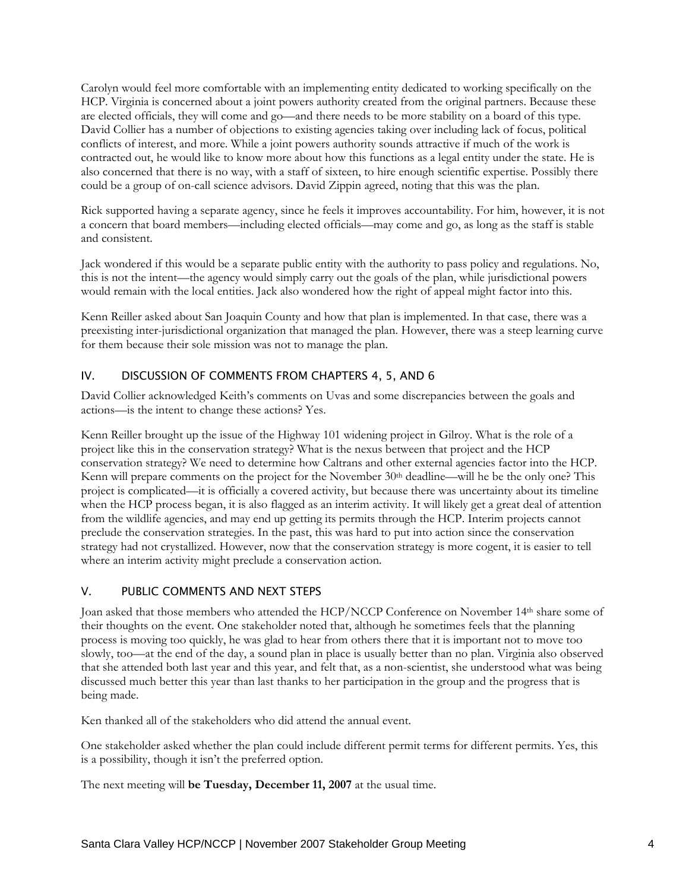Carolyn would feel more comfortable with an implementing entity dedicated to working specifically on the HCP. Virginia is concerned about a joint powers authority created from the original partners. Because these are elected officials, they will come and go—and there needs to be more stability on a board of this type. David Collier has a number of objections to existing agencies taking over including lack of focus, political conflicts of interest, and more. While a joint powers authority sounds attractive if much of the work is contracted out, he would like to know more about how this functions as a legal entity under the state. He is also concerned that there is no way, with a staff of sixteen, to hire enough scientific expertise. Possibly there could be a group of on-call science advisors. David Zippin agreed, noting that this was the plan.

Rick supported having a separate agency, since he feels it improves accountability. For him, however, it is not a concern that board members—including elected officials—may come and go, as long as the staff is stable and consistent.

Jack wondered if this would be a separate public entity with the authority to pass policy and regulations. No, this is not the intent—the agency would simply carry out the goals of the plan, while jurisdictional powers would remain with the local entities. Jack also wondered how the right of appeal might factor into this.

Kenn Reiller asked about San Joaquin County and how that plan is implemented. In that case, there was a preexisting inter-jurisdictional organization that managed the plan. However, there was a steep learning curve for them because their sole mission was not to manage the plan.

## IV. DISCUSSION OF COMMENTS FROM CHAPTERS 4, 5, AND 6

David Collier acknowledged Keith's comments on Uvas and some discrepancies between the goals and actions—is the intent to change these actions? Yes.

Kenn Reiller brought up the issue of the Highway 101 widening project in Gilroy. What is the role of a project like this in the conservation strategy? What is the nexus between that project and the HCP conservation strategy? We need to determine how Caltrans and other external agencies factor into the HCP. Kenn will prepare comments on the project for the November 30th deadline—will he be the only one? This project is complicated—it is officially a covered activity, but because there was uncertainty about its timeline when the HCP process began, it is also flagged as an interim activity. It will likely get a great deal of attention from the wildlife agencies, and may end up getting its permits through the HCP. Interim projects cannot preclude the conservation strategies. In the past, this was hard to put into action since the conservation strategy had not crystallized. However, now that the conservation strategy is more cogent, it is easier to tell where an interim activity might preclude a conservation action.

## V. PUBLIC COMMENTS AND NEXT STEPS

Joan asked that those members who attended the HCP/NCCP Conference on November 14th share some of their thoughts on the event. One stakeholder noted that, although he sometimes feels that the planning process is moving too quickly, he was glad to hear from others there that it is important not to move too slowly, too—at the end of the day, a sound plan in place is usually better than no plan. Virginia also observed that she attended both last year and this year, and felt that, as a non-scientist, she understood what was being discussed much better this year than last thanks to her participation in the group and the progress that is being made.

Ken thanked all of the stakeholders who did attend the annual event.

One stakeholder asked whether the plan could include different permit terms for different permits. Yes, this is a possibility, though it isn't the preferred option.

The next meeting will **be Tuesday, December 11, 2007** at the usual time.